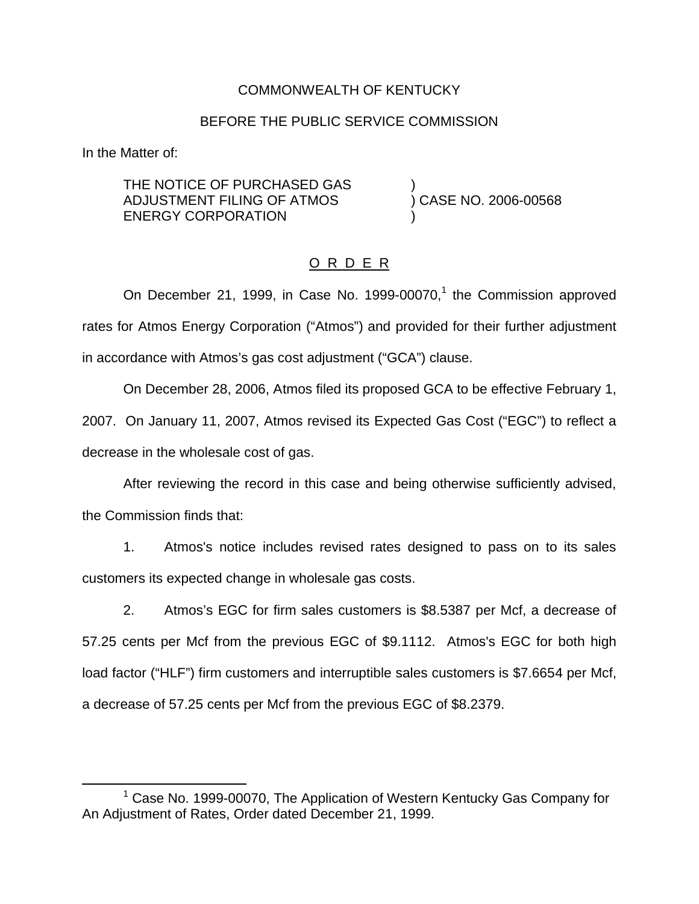COMMONWEALTH OF KENTUCKY

BEFORE THE PUBLIC SERVICE COMMISSION

In the Matter of:

THE NOTICE OF PURCHASED GAS ADJUSTMENT FILING OF ATMOS ENERGY CORPORATION ) CASE NO. 2006-00568

O R D E R

On December 21, 1999, in Case No. 1999-00070,[1] the Commission approved rates for Atmos Energy Corporation ("Atmos") and provided for their further adjustment in accordance with Atmos's gas cost adjustment ("GCA") clause.

On December 28, 2006, Atmos filed its proposed GCA to be effective February 1, 2007. On January 11, 2007, Atmos revised its Expected Gas Cost ("EGC") to reflect a decrease in the wholesale cost of gas.

After reviewing the record in this case and being otherwise sufficiently advised, the Commission finds that:

1. Atmos's notice includes revised rates designed to pass on to its sales customers its expected change in wholesale gas costs.

2. Atmos's EGC for firm sales customers is $8.5387 per Mcf, a decrease of 57.25 cents per Mcf from the previous EGC of $9.1112. Atmos's EGC for both high load factor ("HLF") firm customers and interruptible sales customers is $7.6654 per Mcf, a decrease of 57.25 cents per Mcf from the previous EGC of $8.2379.

[1] Case No. 1999-00070, The Application of Western Kentucky Gas Company for An Adjustment of Rates, Order dated December 21, 1999.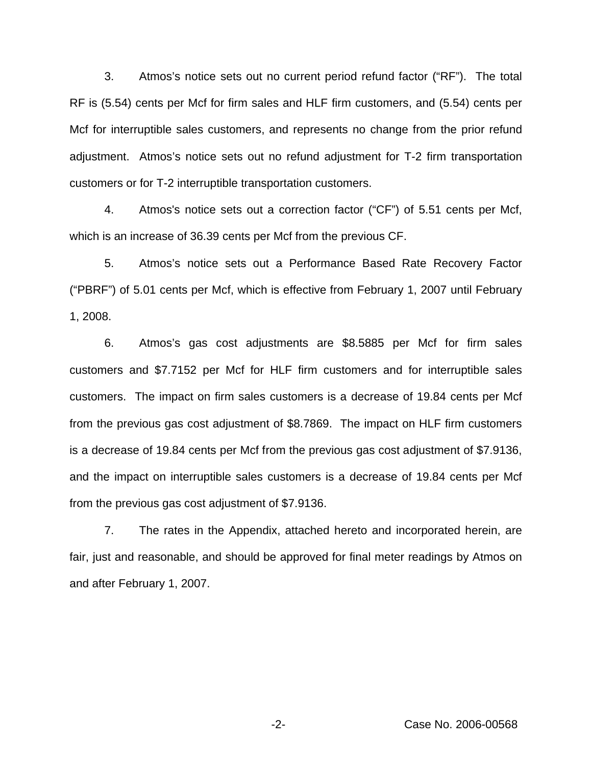3. Atmos's notice sets out no current period refund factor ("RF"). The total RF is (5.54) cents per Mcf for firm sales and HLF firm customers, and (5.54) cents per Mcf for interruptible sales customers, and represents no change from the prior refund adjustment. Atmos's notice sets out no refund adjustment for T-2 firm transportation customers or for T-2 interruptible transportation customers.

4. Atmos's notice sets out a correction factor ("CF") of 5.51 cents per Mcf, which is an increase of 36.39 cents per Mcf from the previous CF.

5. Atmos's notice sets out a Performance Based Rate Recovery Factor ("PBRF") of 5.01 cents per Mcf, which is effective from February 1, 2007 until February 1, 2008.

6. Atmos's gas cost adjustments are $8.5885 per Mcf for firm sales customers and $7.7152 per Mcf for HLF firm customers and for interruptible sales customers. The impact on firm sales customers is a decrease of 19.84 cents per Mcf from the previous gas cost adjustment of $8.7869. The impact on HLF firm customers is a decrease of 19.84 cents per Mcf from the previous gas cost adjustment of $7.9136, and the impact on interruptible sales customers is a decrease of 19.84 cents per Mcf from the previous gas cost adjustment of $7.9136.

7. The rates in the Appendix, attached hereto and incorporated herein, are fair, just and reasonable, and should be approved for final meter readings by Atmos on and after February 1, 2007.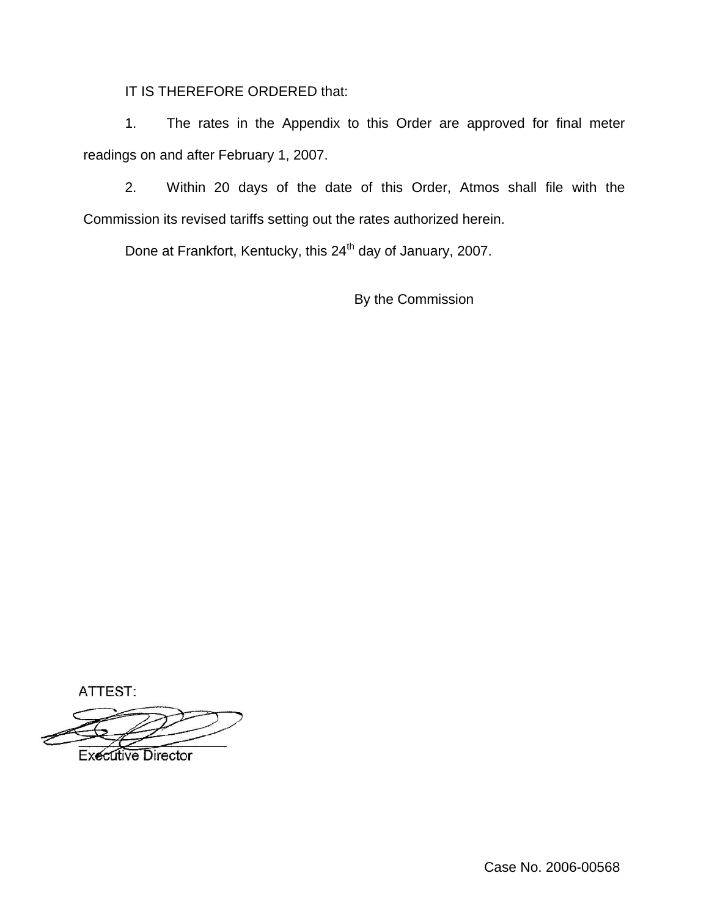IT IS THEREFORE ORDERED that:

1. The rates in the Appendix to this Order are approved for final meter readings on and after February 1, 2007.

2. Within 20 days of the date of this Order, Atmos shall file with the Commission its revised tariffs setting out the rates authorized herein.

Done at Frankfort, Kentucky, this 24th day of January, 2007.

By the Commission

ATTEST:

Executive Director

Case No. 2006-00568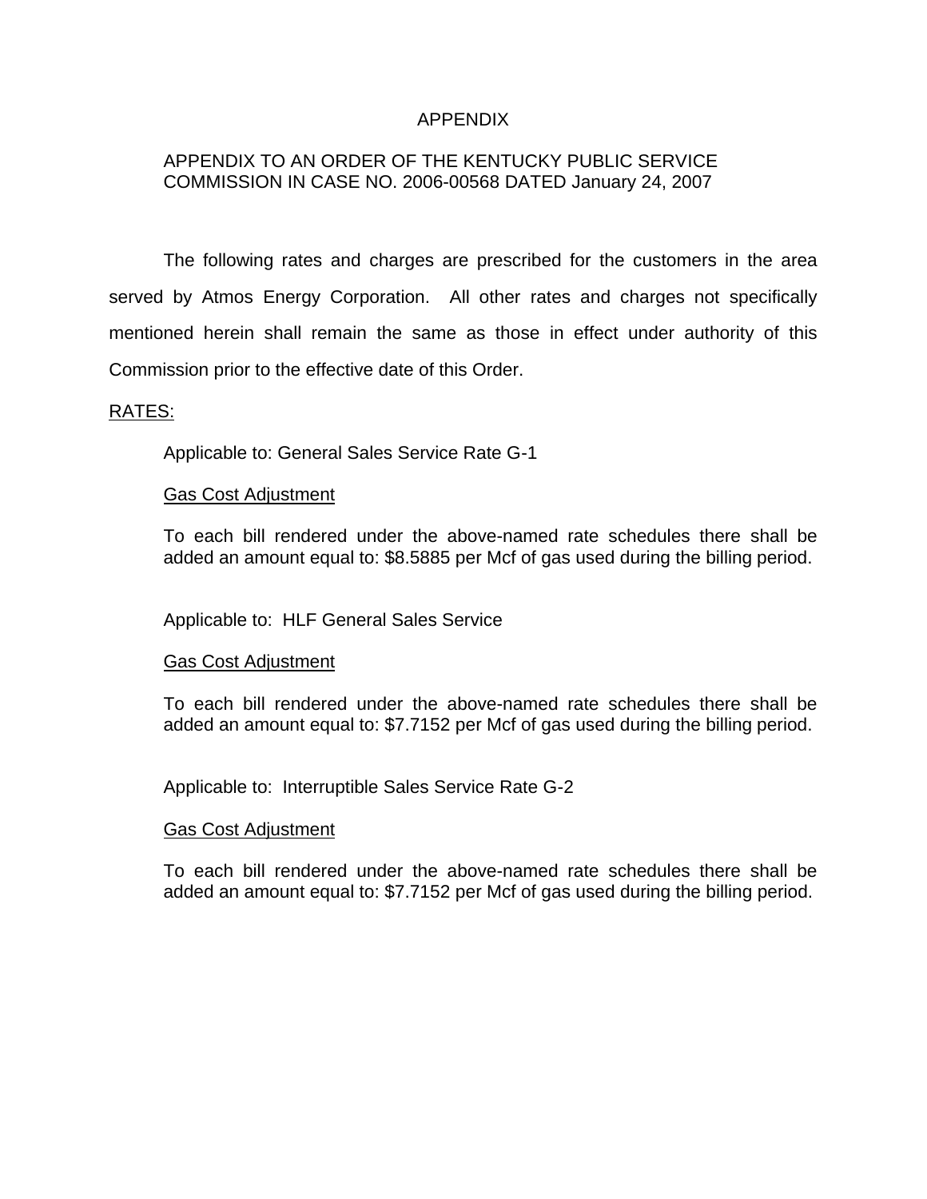# APPENDIX

APPENDIX TO AN ORDER OF THE KENTUCKY PUBLIC SERVICE COMMISSION IN CASE NO. 2006-00568 DATED January 24, 2007

The following rates and charges are prescribed for the customers in the area served by Atmos Energy Corporation. All other rates and charges not specifically mentioned herein shall remain the same as those in effect under authority of this Commission prior to the effective date of this Order.

RATES:

Applicable to: General Sales Service Rate G-1

Gas Cost Adjustment

To each bill rendered under the above-named rate schedules there shall be added an amount equal to: $8.5885 per Mcf of gas used during the billing period.

Applicable to: HLF General Sales Service

Gas Cost Adjustment

To each bill rendered under the above-named rate schedules there shall be added an amount equal to: $7.7152 per Mcf of gas used during the billing period.

Applicable to: Interruptible Sales Service Rate G-2

Gas Cost Adjustment

To each bill rendered under the above-named rate schedules there shall be added an amount equal to: $7.7152 per Mcf of gas used during the billing period.